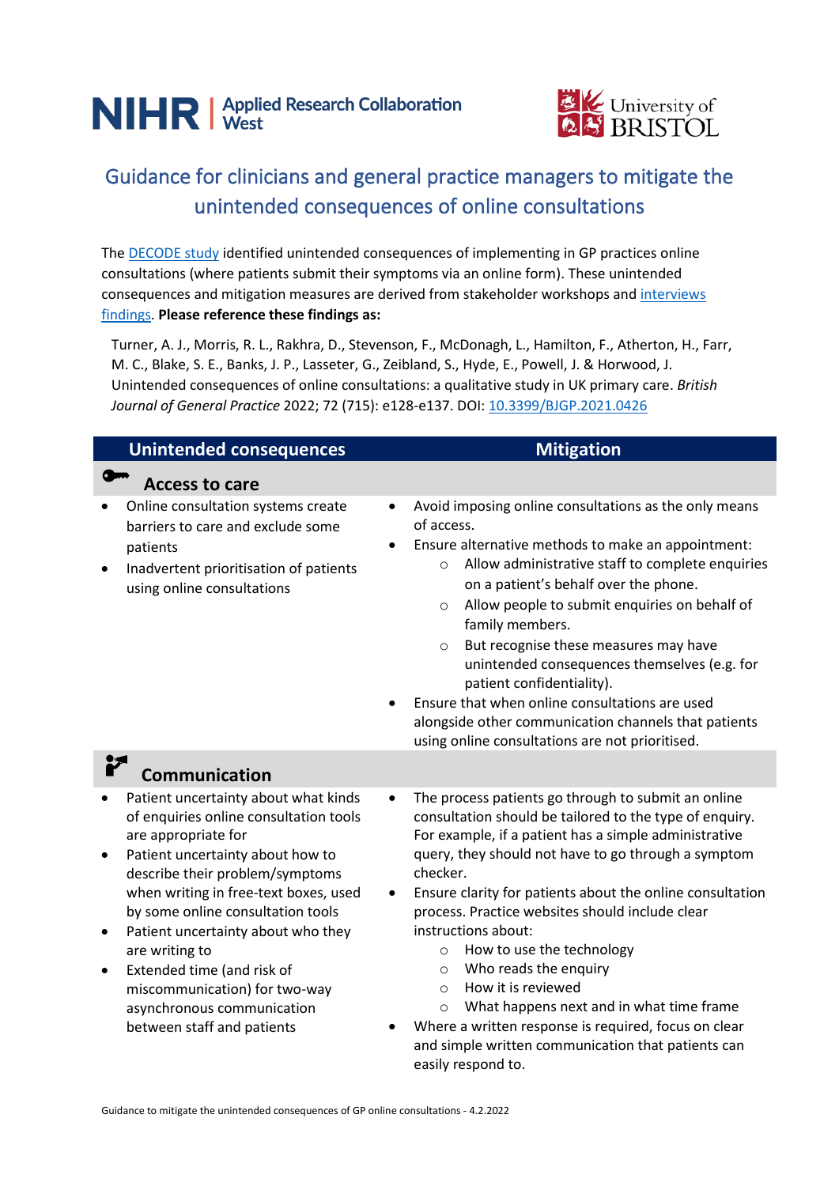NIHR | Applied Research Collaboration West

University of BRISTOL

# Guidance for clinicians and general practice managers to mitigate the unintended consequences of online consultations

The DECODE study identified unintended consequences of implementing in GP practices online consultations (where patients submit their symptoms via an online form). These unintended consequences and mitigation measures are derived from stakeholder workshops and interviews findings. **Please reference these findings as:**

Turner, A. J., Morris, R. L., Rakhra, D., Stevenson, F., McDonagh, L., Hamilton, F., Atherton, H., Farr, M. C., Blake, S. E., Banks, J. P., Lasseter, G., Ziebland, S., Hyde, E., Powell, J. & Horwood, J. Unintended consequences of online consultations: a qualitative study in UK primary care. *British Journal of General Practice* 2022; 72 (715): e128-e137. DOI: 10.3399/BJGP.2021.0426

| Unintended consequences | Mitigation |
|---|---|
| **Access to care** | |
| • Online consultation systems create barriers to care and exclude some patients<br>• Inadvertent prioritisation of patients using online consultations | • Avoid imposing online consultations as the only means of access.<br>• Ensure alternative methods to make an appointment:<br>  ○ Allow administrative staff to complete enquiries on a patient's behalf over the phone.<br>  ○ Allow people to submit enquiries on behalf of family members.<br>  ○ But recognise these measures may have unintended consequences themselves (e.g. for patient confidentiality).<br>• Ensure that when online consultations are used alongside other communication channels that patients using online consultations are not prioritised. |
| **Communication** | |
| • Patient uncertainty about what kinds of enquiries online consultation tools are appropriate for<br>• Patient uncertainty about how to describe their problem/symptoms when writing in free-text boxes, used by some online consultation tools<br>• Patient uncertainty about who they are writing to<br>• Extended time (and risk of miscommunication) for two-way asynchronous communication between staff and patients | • The process patients go through to submit an online consultation should be tailored to the type of enquiry. For example, if a patient has a simple administrative query, they should not have to go through a symptom checker.<br>• Ensure clarity for patients about the online consultation process. Practice websites should include clear instructions about:<br>  ○ How to use the technology<br>  ○ Who reads the enquiry<br>  ○ How it is reviewed<br>  ○ What happens next and in what time frame<br>• Where a written response is required, focus on clear and simple written communication that patients can easily respond to. |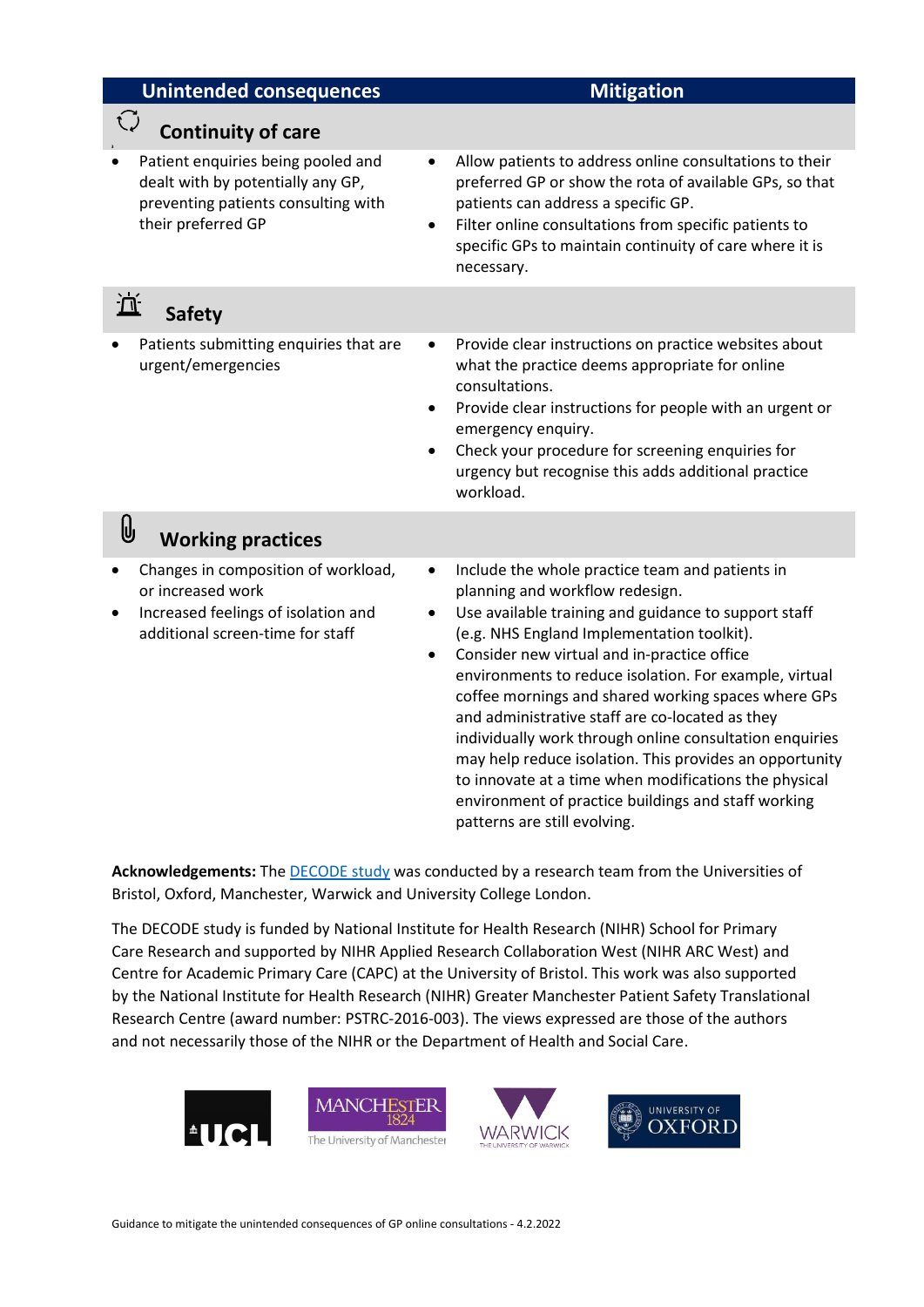| Unintended consequences | Mitigation |
|---|---|
| **Continuity of care** | |
| • Patient enquiries being pooled and dealt with by potentially any GP, preventing patients consulting with their preferred GP | • Allow patients to address online consultations to their preferred GP or show the rota of available GPs, so that patients can address a specific GP.<br>• Filter online consultations from specific patients to specific GPs to maintain continuity of care where it is necessary. |
| **Safety** | |
| • Patients submitting enquiries that are urgent/emergencies | • Provide clear instructions on practice websites about what the practice deems appropriate for online consultations.<br>• Provide clear instructions for people with an urgent or emergency enquiry.<br>• Check your procedure for screening enquiries for urgency but recognise this adds additional practice workload. |
| **Working practices** | |
| • Changes in composition of workload, or increased work<br>• Increased feelings of isolation and additional screen-time for staff | • Include the whole practice team and patients in planning and workflow redesign.<br>• Use available training and guidance to support staff (e.g. NHS England Implementation toolkit).<br>• Consider new virtual and in-practice office environments to reduce isolation. For example, virtual coffee mornings and shared working spaces where GPs and administrative staff are co-located as they individually work through online consultation enquiries may help reduce isolation. This provides an opportunity to innovate at a time when modifications the physical environment of practice buildings and staff working patterns are still evolving. |

**Acknowledgements:** The DECODE study was conducted by a research team from the Universities of Bristol, Oxford, Manchester, Warwick and University College London.

The DECODE study is funded by National Institute for Health Research (NIHR) School for Primary Care Research and supported by NIHR Applied Research Collaboration West (NIHR ARC West) and Centre for Academic Primary Care (CAPC) at the University of Bristol. This work was also supported by the National Institute for Health Research (NIHR) Greater Manchester Patient Safety Translational Research Centre (award number: PSTRC-2016-003). The views expressed are those of the authors and not necessarily those of the NIHR or the Department of Health and Social Care.

UCL

MANCHESTER 1824 The University of Manchester

WARWICK THE UNIVERSITY OF WARWICK

UNIVERSITY OF OXFORD

Guidance to mitigate the unintended consequences of GP online consultations - 4.2.2022